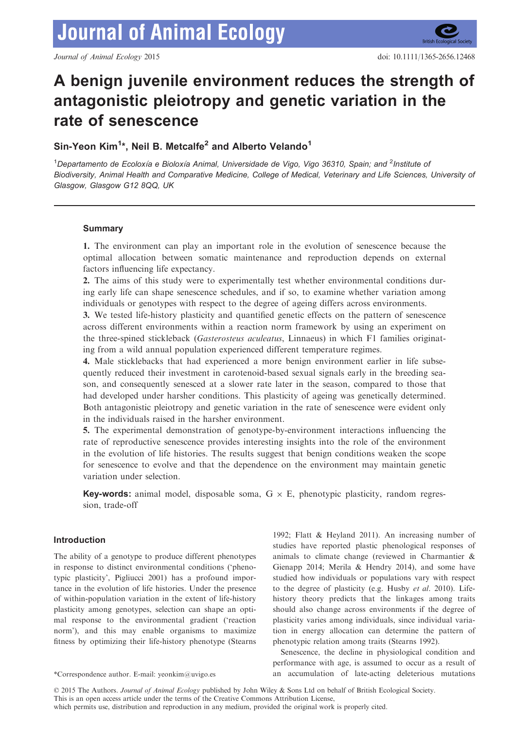# A benign juvenile environment reduces the strength of antagonistic pleiotropy and genetic variation in the rate of senescence

**Sin-Yeon Kim[1]\*, Neil B. Metcalfe[2] and Alberto Velando[1]**

[1]*Departamento de Ecoloxía e Bioloxía Animal, Universidade de Vigo, Vigo 36310, Spain; and* [2]*Institute of Biodiversity, Animal Health and Comparative Medicine, College of Medical, Veterinary and Life Sciences, University of Glasgow, Glasgow G12 8QQ, UK*

## Summary

**1.** The environment can play an important role in the evolution of senescence because the optimal allocation between somatic maintenance and reproduction depends on external factors influencing life expectancy.

**2.** The aims of this study were to experimentally test whether environmental conditions during early life can shape senescence schedules, and if so, to examine whether variation among individuals or genotypes with respect to the degree of ageing differs across environments.

**3.** We tested life-history plasticity and quantified genetic effects on the pattern of senescence across different environments within a reaction norm framework by using an experiment on the three-spined stickleback (*Gasterosteus aculeatus*, Linnaeus) in which F1 families originating from a wild annual population experienced different temperature regimes.

**4.** Male sticklebacks that had experienced a more benign environment earlier in life subsequently reduced their investment in carotenoid-based sexual signals early in the breeding season, and consequently senesced at a slower rate later in the season, compared to those that had developed under harsher conditions. This plasticity of ageing was genetically determined. Both antagonistic pleiotropy and genetic variation in the rate of senescence were evident only in the individuals raised in the harsher environment.

**5.** The experimental demonstration of genotype-by-environment interactions influencing the rate of reproductive senescence provides interesting insights into the role of the environment in the evolution of life histories. The results suggest that benign conditions weaken the scope for senescence to evolve and that the dependence on the environment may maintain genetic variation under selection.

**Key-words:** animal model, disposable soma, G × E, phenotypic plasticity, random regression, trade-off

## Introduction

The ability of a genotype to produce different phenotypes in response to distinct environmental conditions ('phenotypic plasticity', Pigliucci 2001) has a profound importance in the evolution of life histories. Under the presence of within-population variation in the extent of life-history plasticity among genotypes, selection can shape an optimal response to the environmental gradient ('reaction norm'), and this may enable organisms to maximize fitness by optimizing their life-history phenotype (Stearns 1992; Flatt & Heyland 2011). An increasing number of studies have reported plastic phenological responses of animals to climate change (reviewed in Charmantier & Gienapp 2014; Merila & Hendry 2014), and some have studied how individuals or populations vary with respect to the degree of plasticity (e.g. Husby *et al.* 2010). Life-history theory predicts that the linkages among traits should also change across environments if the degree of plasticity varies among individuals, since individual variation in energy allocation can determine the pattern of phenotypic relation among traits (Stearns 1992).

Senescence, the decline in physiological condition and performance with age, is assumed to occur as a result of an accumulation of late-acting deleterious mutations

\*Correspondence author. E-mail: yeonkim@uvigo.es

© 2015 The Authors. *Journal of Animal Ecology* published by John Wiley & Sons Ltd on behalf of British Ecological Society. This is an open access article under the terms of the Creative Commons Attribution License, which permits use, distribution and reproduction in any medium, provided the original work is properly cited.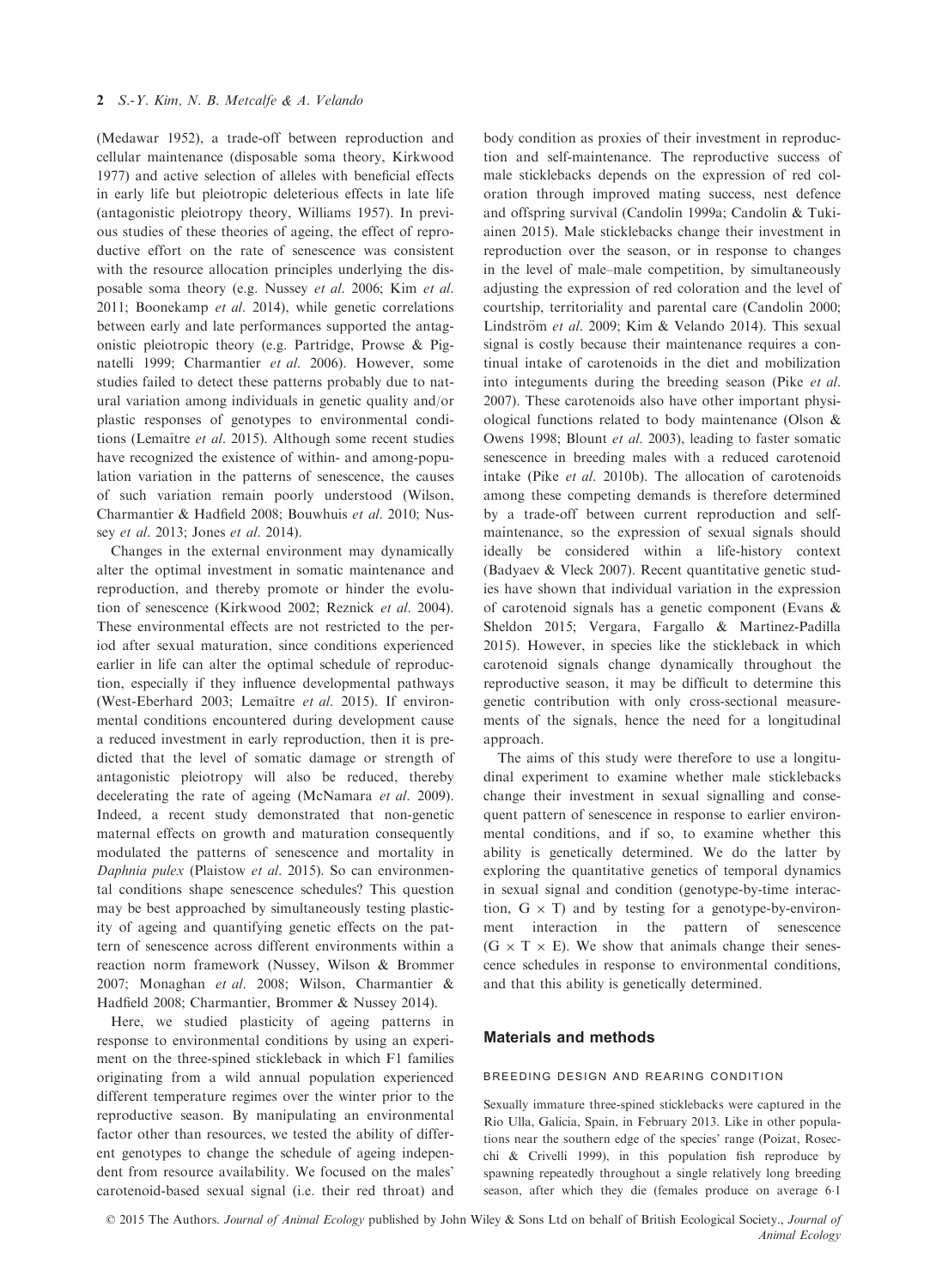(Medawar 1952), a trade-off between reproduction and cellular maintenance (disposable soma theory, Kirkwood 1977) and active selection of alleles with beneficial effects in early life but pleiotropic deleterious effects in late life (antagonistic pleiotropy theory, Williams 1957). In previous studies of these theories of ageing, the effect of reproductive effort on the rate of senescence was consistent with the resource allocation principles underlying the disposable soma theory (e.g. Nussey *et al.* 2006; Kim *et al.* 2011; Boonekamp *et al.* 2014), while genetic correlations between early and late performances supported the antagonistic pleiotropy theory (e.g. Partridge, Prowse & Pignatelli 1999; Charmantier *et al.* 2006). However, some studies failed to detect these patterns probably due to natural variation among individuals in genetic quality and/or plastic responses of genotypes to environmental conditions (Lemaître *et al.* 2015). Although some recent studies have recognized the existence of within- and among-population variation in the patterns of senescence, the causes of such variation remain poorly understood (Wilson, Charmantier & Hadfield 2008; Bouwhuis *et al.* 2010; Nussey *et al.* 2013; Jones *et al.* 2014).

Changes in the external environment may dynamically alter the optimal investment in somatic maintenance and reproduction, and thereby promote or hinder the evolution of senescence (Kirkwood 2002; Reznick *et al.* 2004). These environmental effects are not restricted to the period after sexual maturation, since conditions experienced earlier in life can alter the optimal schedule of reproduction, especially if they influence developmental pathways (West-Eberhard 2003; Lemaître *et al.* 2015). If environmental conditions encountered during development cause a reduced investment in early reproduction, then it is predicted that the level of somatic damage or strength of antagonistic pleiotropy will also be reduced, thereby decelerating the rate of ageing (McNamara *et al.* 2009). Indeed, a recent study demonstrated that non-genetic maternal effects on growth and maturation consequently modulated the patterns of senescence and mortality in *Daphnia pulex* (Plaistow *et al.* 2015). So can environmental conditions shape senescence schedules? This question may be best approached by simultaneously testing plasticity of ageing and quantifying genetic effects on the pattern of senescence across different environments within a reaction norm framework (Nussey, Wilson & Brommer 2007; Monaghan *et al.* 2008; Wilson, Charmantier & Hadfield 2008; Charmantier, Brommer & Nussey 2014).

Here, we studied plasticity of ageing patterns in response to environmental conditions by using an experiment on the three-spined stickleback in which F1 families originating from a wild annual population experienced different temperature regimes over the winter prior to the reproductive season. By manipulating an environmental factor other than resources, we tested the ability of different genotypes to change the schedule of ageing independent from resource availability. We focused on the males' carotenoid-based sexual signal (i.e. their red throat) and body condition as proxies of their investment in reproduction and self-maintenance. The reproductive success of male sticklebacks depends on the expression of red coloration through improved mating success, nest defence and offspring survival (Candolin 1999a; Candolin & Tukiainen 2015). Male sticklebacks change their investment in reproduction over the season, or in response to changes in the level of male–male competition, by simultaneously adjusting the expression of red coloration and the level of courtship, territoriality and parental care (Candolin 2000; Lindström *et al.* 2009; Kim & Velando 2014). This sexual signal is costly because their maintenance requires a continual intake of carotenoids in the diet and mobilization into integuments during the breeding season (Pike *et al.* 2007). These carotenoids also have other important physiological functions related to body maintenance (Olson & Owens 1998; Blount *et al.* 2003), leading to faster somatic senescence in breeding males with a reduced carotenoid intake (Pike *et al.* 2010b). The allocation of carotenoids among these competing demands is therefore determined by a trade-off between current reproduction and self-maintenance, so the expression of sexual signals should ideally be considered within a life-history context (Badyaev & Vleck 2007). Recent quantitative genetic studies have shown that individual variation in the expression of carotenoid signals has a genetic component (Evans & Sheldon 2015; Vergara, Fargallo & Martinez-Padilla 2015). However, in species like the stickleback in which carotenoid signals change dynamically throughout the reproductive season, it may be difficult to determine this genetic contribution with only cross-sectional measurements of the signals, hence the need for a longitudinal approach.

The aims of this study were therefore to use a longitudinal experiment to examine whether male sticklebacks change their investment in sexual signalling and consequent pattern of senescence in response to earlier environmental conditions, and if so, to examine whether this ability is genetically determined. We do the latter by exploring the quantitative genetics of temporal dynamics in sexual signal and condition (genotype-by-time interaction, G × T) and by testing for a genotype-by-environment interaction in the pattern of senescence (G × T × E). We show that animals change their senescence schedules in response to environmental conditions, and that this ability is genetically determined.

## Materials and methods

### BREEDING DESIGN AND REARING CONDITION

Sexually immature three-spined sticklebacks were captured in the Rio Ulla, Galicia, Spain, in February 2013. Like in other populations near the southern edge of the species' range (Poizat, Rosecchi & Crivelli 1999), in this population fish reproduce by spawning repeatedly throughout a single relatively long breeding season, after which they die (females produce on average 6·1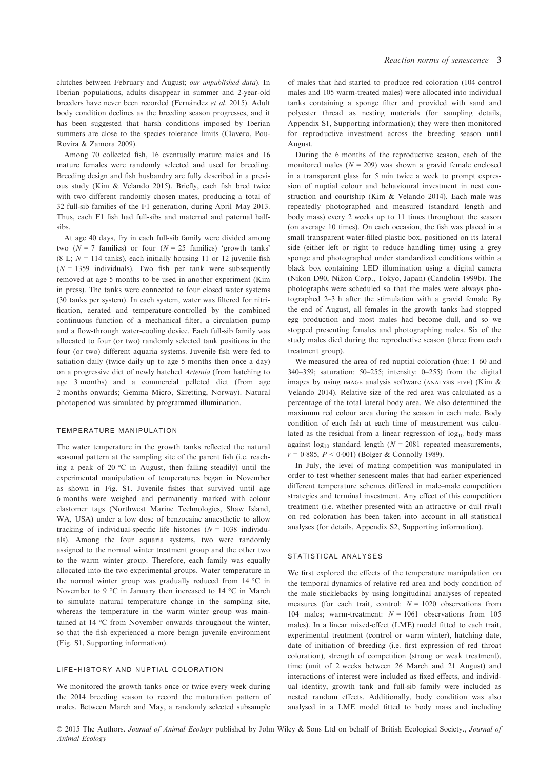clutches between February and August; *our unpublished data*). In Iberian populations, adults disappear in summer and 2-year-old breeders have never been recorded (Fernández *et al*. 2015). Adult body condition declines as the breeding season progresses, and it has been suggested that harsh conditions imposed by Iberian summers are close to the species tolerance limits (Clavero, Pou-Rovira & Zamora 2009).

Among 70 collected fish, 16 eventually mature males and 16 mature females were randomly selected and used for breeding. Breeding design and fish husbandry are fully described in a previous study (Kim & Velando 2015). Briefly, each fish bred twice with two different randomly chosen mates, producing a total of 32 full-sib families of the F1 generation, during April–May 2013. Thus, each F1 fish had full-sibs and maternal and paternal half-sibs.

At age 40 days, fry in each full-sib family were divided among two ($N = 7$ families) or four ($N = 25$ families) 'growth tanks' (8 L; $N = 114$ tanks), each initially housing 11 or 12 juvenile fish ($N = 1359$ individuals). Two fish per tank were subsequently removed at age 5 months to be used in another experiment (Kim in press). The tanks were connected to four closed water systems (30 tanks per system). In each system, water was filtered for nitrification, aerated and temperature-controlled by the combined continuous function of a mechanical filter, a circulation pump and a flow-through water-cooling device. Each full-sib family was allocated to four (or two) randomly selected tank positions in the four (or two) different aquaria systems. Juvenile fish were fed to satiation daily (twice daily up to age 5 months then once a day) on a progressive diet of newly hatched *Artemia* (from hatching to age 3 months) and a commercial pelleted diet (from age 2 months onwards; Gemma Micro, Skretting, Norway). Natural photoperiod was simulated by programmed illumination.

### TEMPERATURE MANIPULATION

The water temperature in the growth tanks reflected the natural seasonal pattern at the sampling site of the parent fish (i.e. reaching a peak of 20 °C in August, then falling steadily) until the experimental manipulation of temperatures began in November as shown in Fig. S1. Juvenile fishes that survived until age 6 months were weighed and permanently marked with colour elastomer tags (Northwest Marine Technologies, Shaw Island, WA, USA) under a low dose of benzocaine anaesthetic to allow tracking of individual-specific life histories ($N = 1038$ individuals). Among the four aquaria systems, two were randomly assigned to the normal winter treatment group and the other two to the warm winter group. Therefore, each family was equally allocated into the two experimental groups. Water temperature in the normal winter group was gradually reduced from 14 °C in November to 9 °C in January then increased to 14 °C in March to simulate natural temperature change in the sampling site, whereas the temperature in the warm winter group was maintained at 14 °C from November onwards throughout the winter, so that the fish experienced a more benign juvenile environment (Fig. S1, Supporting information).

### LIFE-HISTORY AND NUPTIAL COLORATION

We monitored the growth tanks once or twice every week during the 2014 breeding season to record the maturation pattern of males. Between March and May, a randomly selected subsample of males that had started to produce red coloration (104 control males and 105 warm-treated males) were allocated into individual tanks containing a sponge filter and provided with sand and polyester thread as nesting materials (for sampling details, Appendix S1, Supporting information); they were then monitored for reproductive investment across the breeding season until August.

During the 6 months of the reproductive season, each of the monitored males ($N = 209$) was shown a gravid female enclosed in a transparent glass for 5 min twice a week to prompt expression of nuptial colour and behavioural investment in nest construction and courtship (Kim & Velando 2014). Each male was repeatedly photographed and measured (standard length and body mass) every 2 weeks up to 11 times throughout the season (on average 10 times). On each occasion, the fish was placed in a small transparent water-filled plastic box, positioned on its lateral side (either left or right to reduce handling time) using a grey sponge and photographed under standardized conditions within a black box containing LED illumination using a digital camera (Nikon D90, Nikon Corp., Tokyo, Japan) (Candolin 1999b). The photographs were scheduled so that the males were always photographed 2–3 h after the stimulation with a gravid female. By the end of August, all females in the growth tanks had stopped egg production and most males had become dull, and so we stopped presenting females and photographing males. Six of the study males died during the reproductive season (three from each treatment group).

We measured the area of red nuptial coloration (hue: 1–60 and 340–359; saturation: 50–255; intensity: 0–255) from the digital images by using IMAGE analysis software (ANALYSIS FIVE) (Kim & Velando 2014). Relative size of the red area was calculated as a percentage of the total lateral body area. We also determined the maximum red colour area during the season in each male. Body condition of each fish at each time of measurement was calculated as the residual from a linear regression of $\log_{10}$ body mass against $\log_{10}$ standard length ($N = 2081$ repeated measurements, $r = 0{\cdot}885$, $P < 0{\cdot}001$) (Bolger & Connolly 1989).

In July, the level of mating competition was manipulated in order to test whether senescent males that had earlier experienced different temperature schemes differed in male–male competition strategies and terminal investment. Any effect of this competition treatment (i.e. whether presented with an attractive or dull rival) on red coloration has been taken into account in all statistical analyses (for details, Appendix S2, Supporting information).

### STATISTICAL ANALYSES

We first explored the effects of the temperature manipulation on the temporal dynamics of relative red area and body condition of the male sticklebacks by using longitudinal analyses of repeated measures (for each trait, control: $N = 1020$ observations from 104 males; warm-treatment: $N = 1061$ observations from 105 males). In a linear mixed-effect (LME) model fitted to each trait, experimental treatment (control or warm winter), hatching date, date of initiation of breeding (i.e. first expression of red throat coloration), strength of competition (strong or weak treatment), time (unit of 2 weeks between 26 March and 21 August) and interactions of interest were included as fixed effects, and individual identity, growth tank and full-sib family were included as nested random effects. Additionally, body condition was also analysed in a LME model fitted to body mass and including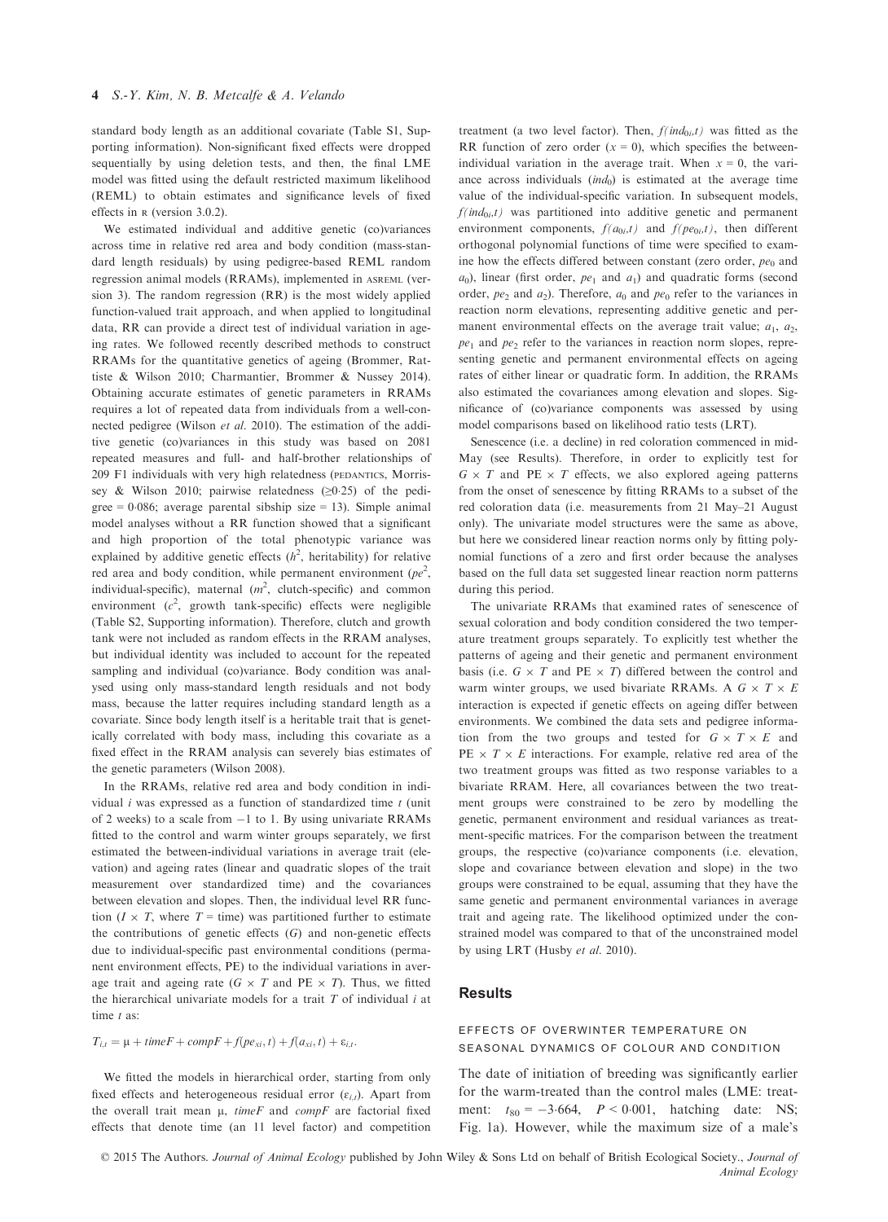standard body length as an additional covariate (Table S1, Supporting information). Non-significant fixed effects were dropped sequentially by using deletion tests, and then, the final LME model was fitted using the default restricted maximum likelihood (REML) to obtain estimates and significance levels of fixed effects in R (version 3.0.2).

We estimated individual and additive genetic (co)variances across time in relative red area and body condition (mass-standard length residuals) by using pedigree-based REML random regression animal models (RRAMs), implemented in ASREML (version 3). The random regression (RR) is the most widely applied function-valued trait approach, and when applied to longitudinal data, RR can provide a direct test of individual variation in ageing rates. We followed recently described methods to construct RRAMs for the quantitative genetics of ageing (Brommer, Rattiste & Wilson 2010; Charmantier, Brommer & Nussey 2014). Obtaining accurate estimates of genetic parameters in RRAMs requires a lot of repeated data from individuals from a well-connected pedigree (Wilson *et al.* 2010). The estimation of the additive genetic (co)variances in this study was based on 2081 repeated measures and full- and half-brother relationships of 209 F1 individuals with very high relatedness (PEDANTICS, Morrissey & Wilson 2010; pairwise relatedness ($\geq$0·25) of the pedigree = 0·086; average parental sibship size = 13). Simple animal model analyses without a RR function showed that a significant and high proportion of the total phenotypic variance was explained by additive genetic effects ($h^2$, heritability) for relative red area and body condition, while permanent environment ($pe^2$, individual-specific), maternal ($m^2$, clutch-specific) and common environment ($c^2$, growth tank-specific) effects were negligible (Table S2, Supporting information). Therefore, clutch and growth tank were not included as random effects in the RRAM analyses, but individual identity was included to account for the repeated sampling and individual (co)variance. Body condition was analysed using only mass-standard length residuals and not body mass, because the latter requires including standard length as a covariate. Since body length itself is a heritable trait that is genetically correlated with body mass, including this covariate as a fixed effect in the RRAM analysis can severely bias estimates of the genetic parameters (Wilson 2008).

In the RRAMs, relative red area and body condition in individual $i$ was expressed as a function of standardized time $t$ (unit of 2 weeks) to a scale from −1 to 1. By using univariate RRAMs fitted to the control and warm winter groups separately, we first estimated the between-individual variations in average trait (elevation) and ageing rates (linear and quadratic slopes of the trait measurement over standardized time) and the covariances between elevation and slopes. Then, the individual level RR function ($I \times T$, where $T$ = time) was partitioned further to estimate the contributions of genetic effects ($G$) and non-genetic effects due to individual-specific past environmental conditions (permanent environment effects, PE) to the individual variations in average trait and ageing rate ($G \times T$ and PE $\times$ $T$). Thus, we fitted the hierarchical univariate models for a trait $T$ of individual $i$ at time $t$ as:

$$T_{i,t} = \mu + timeF + compF + f(pe_{xi}, t) + f(a_{xi}, t) + \varepsilon_{i,t}.$$

We fitted the models in hierarchical order, starting from only fixed effects and heterogeneous residual error ($\varepsilon_{i,t}$). Apart from the overall trait mean $\mu$, *timeF* and *compF* are factorial fixed effects that denote time (an 11 level factor) and competition treatment (a two level factor). Then, $f(ind_{0i},t)$ was fitted as the RR function of zero order ($x = 0$), which specifies the between-individual variation in the average trait. When $x = 0$, the variance across individuals ($ind_0$) is estimated at the average time value of the individual-specific variation. In subsequent models, $f(ind_{0i},t)$ was partitioned into additive genetic and permanent environment components, $f(a_{0i},t)$ and $f(pe_{0i},t)$, then different orthogonal polynomial functions of time were specified to examine how the effects differed between constant (zero order, $pe_0$ and $a_0$), linear (first order, $pe_1$ and $a_1$) and quadratic forms (second order, $pe_2$ and $a_2$). Therefore, $a_0$ and $pe_0$ refer to the variances in reaction norm elevations, representing additive genetic and permanent environmental effects on the average trait value; $a_1$, $a_2$, $pe_1$ and $pe_2$ refer to the variances in reaction norm slopes, representing genetic and permanent environmental effects on ageing rates of either linear or quadratic form. In addition, the RRAMs also estimated the covariances among elevation and slopes. Significance of (co)variance components was assessed by using model comparisons based on likelihood ratio tests (LRT).

Senescence (i.e. a decline) in red coloration commenced in mid-May (see Results). Therefore, in order to explicitly test for $G \times T$ and PE $\times$ $T$ effects, we also explored ageing patterns from the onset of senescence by fitting RRAMs to a subset of the red coloration data (i.e. measurements from 21 May–21 August only). The univariate model structures were the same as above, but here we considered linear reaction norms only by fitting polynomial functions of a zero and first order because the analyses based on the full data set suggested linear reaction norm patterns during this period.

The univariate RRAMs that examined rates of senescence of sexual coloration and body condition considered the two temperature treatment groups separately. To explicitly test whether the patterns of ageing and their genetic and permanent environment basis (i.e. $G \times T$ and PE $\times$ $T$) differed between the control and warm winter groups, we used bivariate RRAMs. A $G \times T \times E$ interaction is expected if genetic effects on ageing differ between environments. We combined the data sets and pedigree information from the two groups and tested for $G \times T \times E$ and PE $\times$ $T \times E$ interactions. For example, relative red area of the two treatment groups was fitted as two response variables to a bivariate RRAM. Here, all covariances between the two treatment groups were constrained to be zero by modelling the genetic, permanent environment and residual variances as treatment-specific matrices. For the comparison between the treatment groups, the respective (co)variance components (i.e. elevation, slope and covariance between elevation and slope) in the two groups were constrained to be equal, assuming that they have the same genetic and permanent environmental variances in average trait and ageing rate. The likelihood optimized under the constrained model was compared to that of the unconstrained model by using LRT (Husby *et al.* 2010).

## Results

### EFFECTS OF OVERWINTER TEMPERATURE ON SEASONAL DYNAMICS OF COLOUR AND CONDITION

The date of initiation of breeding was significantly earlier for the warm-treated than the control males (LME: treatment: $t_{80} = -3{\cdot}664$, $P < 0{\cdot}001$, hatching date: NS; Fig. 1a). However, while the maximum size of a male's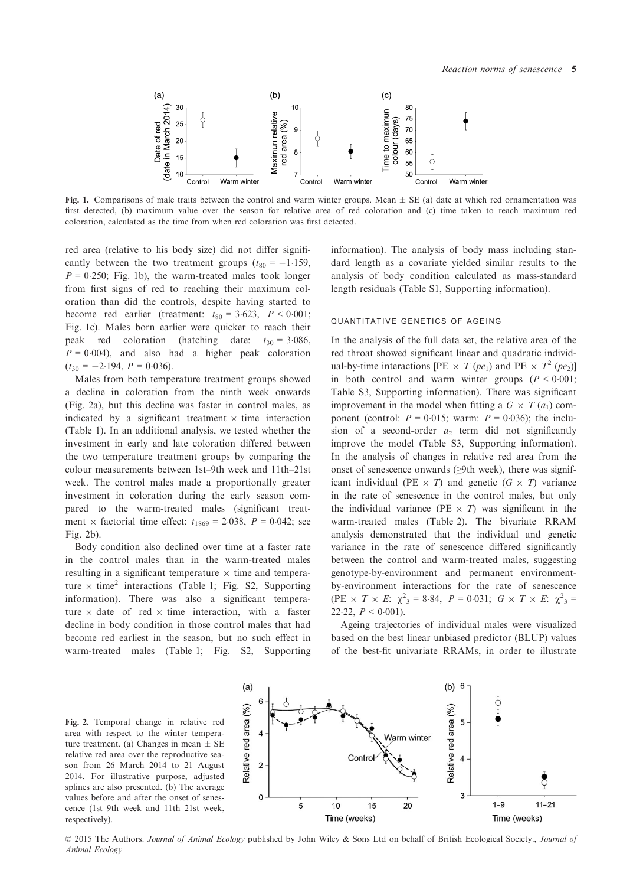**Fig. 1.** Comparisons of male traits between the control and warm winter groups. Mean ± SE (a) date at which red ornamentation was first detected, (b) maximum value over the season for relative area of red coloration and (c) time taken to reach maximum red coloration, calculated as the time from when red coloration was first detected.

red area (relative to his body size) did not differ significantly between the two treatment groups ($t_{80} = -1{\cdot}159$, $P = 0{\cdot}250$; Fig. 1b), the warm-treated males took longer from first signs of red to reaching their maximum coloration than did the controls, despite having started to become red earlier (treatment: $t_{80} = 3{\cdot}623$, $P < 0{\cdot}001$; Fig. 1c). Males born earlier were quicker to reach their peak red coloration (hatching date: $t_{30} = 3{\cdot}086$, $P = 0{\cdot}004$), and also had a higher peak coloration ($t_{30} = -2{\cdot}194$, $P = 0{\cdot}036$).

Males from both temperature treatment groups showed a decline in coloration from the ninth week onwards (Fig. 2a), but this decline was faster in control males, as indicated by a significant treatment × time interaction (Table 1). In an additional analysis, we tested whether the investment in early and late coloration differed between the two temperature treatment groups by comparing the colour measurements between 1st–9th week and 11th–21st week. The control males made a proportionally greater investment in coloration during the early season compared to the warm-treated males (significant treatment × factorial time effect: $t_{1869} = 2{\cdot}038$, $P = 0{\cdot}042$; see Fig. 2b).

Body condition also declined over time at a faster rate in the control males than in the warm-treated males resulting in a significant temperature × time and temperature × time$^2$ interactions (Table 1; Fig. S2, Supporting information). There was also a significant temperature × date of red × time interaction, with a faster decline in body condition in those control males that had become red earliest in the season, but no such effect in warm-treated males (Table 1; Fig. S2, Supporting information). The analysis of body mass including standard length as a covariate yielded similar results to the analysis of body condition calculated as mass-standard length residuals (Table S1, Supporting information).

### QUANTITATIVE GENETICS OF AGEING

In the analysis of the full data set, the relative area of the red throat showed significant linear and quadratic individual-by-time interactions [PE × $T$ ($pe_1$) and PE × $T^2$ ($pe_2$)] in both control and warm winter groups ($P < 0{\cdot}001$; Table S3, Supporting information). There was significant improvement in the model when fitting a $G \times T$ ($a_1$) component (control: $P = 0{\cdot}015$; warm: $P = 0{\cdot}036$); the inclusion of a second-order $a_2$ term did not significantly improve the model (Table S3, Supporting information). In the analysis of changes in relative red area from the onset of senescence onwards (≥9th week), there was significant individual (PE × $T$) and genetic ($G \times T$) variance in the rate of senescence in the control males, but only the individual variance (PE × $T$) was significant in the warm-treated males (Table 2). The bivariate RRAM analysis demonstrated that the individual and genetic variance in the rate of senescence differed significantly between the control and warm-treated males, suggesting genotype-by-environment and permanent environment-by-environment interactions for the rate of senescence (PE × $T$ × $E$: $\chi^2_3 = 8{\cdot}84$, $P = 0{\cdot}031$; $G \times T \times E$: $\chi^2_3 = 22{\cdot}22$, $P < 0{\cdot}001$).

Ageing trajectories of individual males were visualized based on the best linear unbiased predictor (BLUP) values of the best-fit univariate RRAMs, in order to illustrate

**Fig. 2.** Temporal change in relative red area with respect to the winter temperature treatment. (a) Changes in mean ± SE relative red area over the reproductive season from 26 March 2014 to 21 August 2014. For illustrative purpose, adjusted splines are also presented. (b) The average values before and after the onset of senescence (1st–9th week and 11th–21st week, respectively).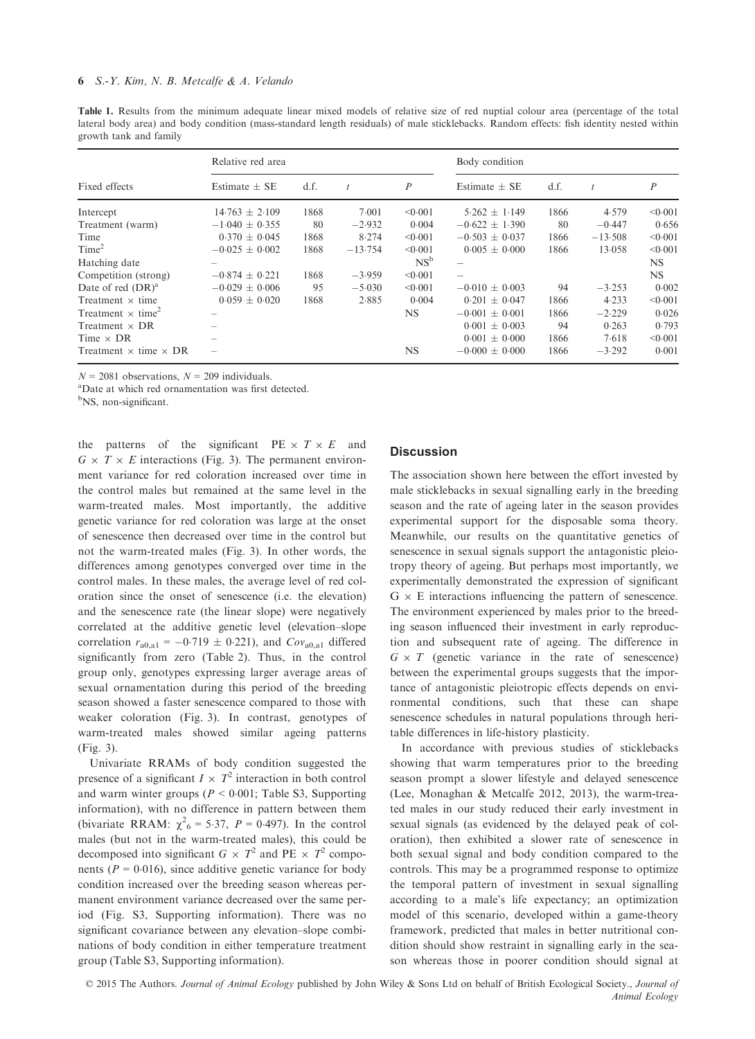**Table 1.** Results from the minimum adequate linear mixed models of relative size of red nuptial colour area (percentage of the total lateral body area) and body condition (mass-standard length residuals) of male sticklebacks. Random effects: fish identity nested within growth tank and family

| Fixed effects | Relative red area | | | | Body condition | | | |
|---|---|---|---|---|---|---|---|---|
| | Estimate ± SE | d.f. | $t$ | $P$ | Estimate ± SE | d.f. | $t$ | $P$ |
| Intercept | 14·763 ± 2·109 | 1868 | 7·001 | <0·001 | 5·262 ± 1·149 | 1866 | 4·579 | <0·001 |
| Treatment (warm) | −1·040 ± 0·355 | 80 | −2·932 | 0·004 | −0·622 ± 1·390 | 80 | −0·447 | 0·656 |
| Time | 0·370 ± 0·045 | 1868 | 8·274 | <0·001 | −0·503 ± 0·037 | 1866 | −13·508 | <0·001 |
| Time$^2$ | −0·025 ± 0·002 | 1868 | −13·754 | <0·001 | 0·005 ± 0·000 | 1866 | 13·058 | <0·001 |
| Hatching date | – | | | NS[b] | – | | | NS |
| Competition (strong) | −0·874 ± 0·221 | 1868 | −3·959 | <0·001 | – | | | NS |
| Date of red (DR)[a] | −0·029 ± 0·006 | 95 | −5·030 | <0·001 | −0·010 ± 0·003 | 94 | −3·253 | 0·002 |
| Treatment × time | 0·059 ± 0·020 | 1868 | 2·885 | 0·004 | 0·201 ± 0·047 | 1866 | 4·233 | <0·001 |
| Treatment × time$^2$ | – | | | NS | −0·001 ± 0·001 | 1866 | −2·229 | 0·026 |
| Treatment × DR | – | | | | 0·001 ± 0·003 | 94 | 0·263 | 0·793 |
| Time × DR | – | | | | 0·001 ± 0·000 | 1866 | 7·618 | <0·001 |
| Treatment × time × DR | – | | | NS | −0·000 ± 0·000 | 1866 | −3·292 | 0·001 |

$N$ = 2081 observations, $N$ = 209 individuals.

[a]Date at which red ornamentation was first detected.

[b]NS, non-significant.

the patterns of the significant PE × $T$ × $E$ and $G$ × $T$ × $E$ interactions (Fig. 3). The permanent environment variance for red coloration increased over time in the control males but remained at the same level in the warm-treated males. Most importantly, the additive genetic variance for red coloration was large at the onset of senescence then decreased over time in the control but not the warm-treated males (Fig. 3). In other words, the differences among genotypes converged over time in the control males. In these males, the average level of red coloration since the onset of senescence (i.e. the elevation) and the senescence rate (the linear slope) were negatively correlated at the additive genetic level (elevation–slope correlation $r_{a0,a1} = -0.719 \pm 0.221$), and $Cov_{a0,a1}$ differed significantly from zero (Table 2). Thus, in the control group only, genotypes expressing larger average areas of sexual ornamentation during this period of the breeding season showed a faster senescence compared to those with weaker coloration (Fig. 3). In contrast, genotypes of warm-treated males showed similar ageing patterns (Fig. 3).

Univariate RRAMs of body condition suggested the presence of a significant $I \times T^2$ interaction in both control and warm winter groups ($P$ < 0·001; Table S3, Supporting information), with no difference in pattern between them (bivariate RRAM: $\chi^2_6 = 5.37$, $P$ = 0·497). In the control males (but not in the warm-treated males), this could be decomposed into significant $G \times T^2$ and PE × $T^2$ components ($P$ = 0·016), since additive genetic variance for body condition increased over the breeding season whereas permanent environment variance decreased over the same period (Fig. S3, Supporting information). There was no significant covariance between any elevation–slope combinations of body condition in either temperature treatment group (Table S3, Supporting information).

## Discussion

The association shown here between the effort invested by male sticklebacks in sexual signalling early in the breeding season and the rate of ageing later in the season provides experimental support for the disposable soma theory. Meanwhile, our results on the quantitative genetics of senescence in sexual signals support the antagonistic pleiotropy theory of ageing. But perhaps most importantly, we experimentally demonstrated the expression of significant G × E interactions influencing the pattern of senescence. The environment experienced by males prior to the breeding season influenced their investment in early reproduction and subsequent rate of ageing. The difference in $G \times T$ (genetic variance in the rate of senescence) between the experimental groups suggests that the importance of antagonistic pleiotropic effects depends on environmental conditions, such that these can shape senescence schedules in natural populations through heritable differences in life-history plasticity.

In accordance with previous studies of sticklebacks showing that warm temperatures prior to the breeding season prompt a slower lifestyle and delayed senescence (Lee, Monaghan & Metcalfe 2012, 2013), the warm-treated males in our study reduced their early investment in sexual signals (as evidenced by the delayed peak of coloration), then exhibited a slower rate of senescence in both sexual signal and body condition compared to the controls. This may be a programmed response to optimize the temporal pattern of investment in sexual signalling according to a male's life expectancy; an optimization model of this scenario, developed within a game-theory framework, predicted that males in better nutritional condition should show restraint in signalling early in the season whereas those in poorer condition should signal at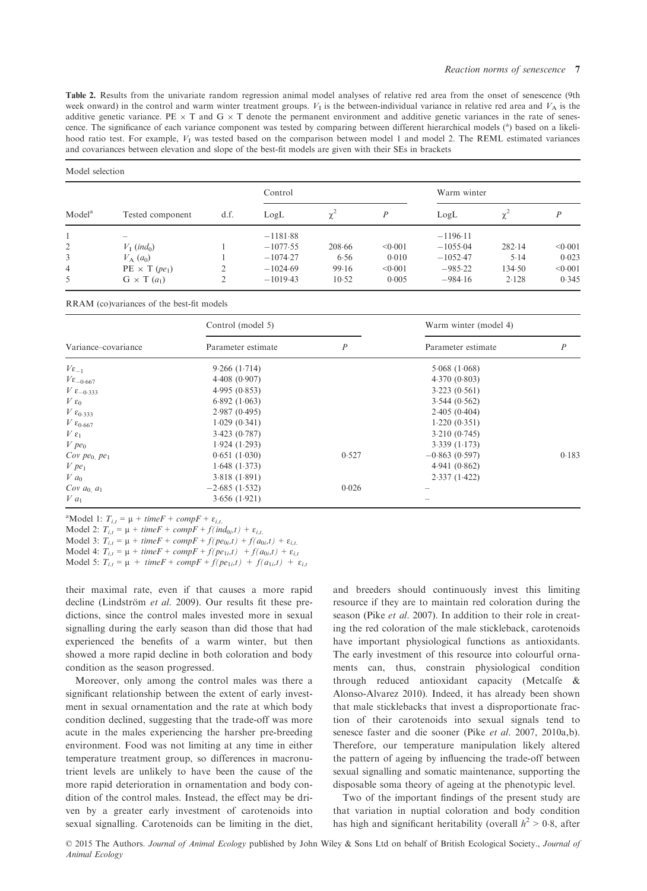**Table 2.** Results from the univariate random regression animal model analyses of relative red area from the onset of senescence (9th week onward) in the control and warm winter treatment groups. $V_I$ is the between-individual variance in relative red area and $V_A$ is the additive genetic variance. PE × T and G × T denote the permanent environment and additive genetic variances in the rate of senescence. The significance of each variance component was tested by comparing between different hierarchical models ([a]) based on a likelihood ratio test. For example, $V_I$ was tested based on the comparison between model 1 and model 2. The REML estimated variances and covariances between elevation and slope of the best-fit models are given with their SEs in brackets

Model selection

| Model[a] | Tested component | d.f. | Control | | | Warm winter | | |
|---|---|---|---|---|---|---|---|---|
| | | | LogL | $\chi^2$ | $P$ | LogL | $\chi^2$ | $P$ |
| 1 | – | | −1181·88 | | | −1196·11 | | |
| 2 | $V_I$ ($ind_0$) | 1 | −1077·55 | 208·66 | <0·001 | −1055·04 | 282·14 | <0·001 |
| 3 | $V_A$ ($a_0$) | 1 | −1074·27 | 6·56 | 0·010 | −1052·47 | 5·14 | 0·023 |
| 4 | PE × T ($pe_1$) | 2 | −1024·69 | 99·16 | <0·001 | −985·22 | 134·50 | <0·001 |
| 5 | G × T ($a_1$) | 2 | −1019·43 | 10·52 | 0·005 | −984·16 | 2·128 | 0·345 |

RRAM (co)variances of the best-fit models

| Variance–covariance | Control (model 5) | | Warm winter (model 4) | |
|---|---|---|---|---|
| | Parameter estimate | $P$ | Parameter estimate | $P$ |
| $V\varepsilon_{-1}$ | 9·266 (1·714) | | 5·068 (1·068) | |
| $V\varepsilon_{-0·667}$ | 4·408 (0·907) | | 4·370 (0·803) | |
| $V\varepsilon_{-0·333}$ | 4·995 (0·853) | | 3·223 (0·561) | |
| $V\varepsilon_{0}$ | 6·892 (1·063) | | 3·544 (0·562) | |
| $V\varepsilon_{0·333}$ | 2·987 (0·495) | | 2·405 (0·404) | |
| $V\varepsilon_{0·667}$ | 1·029 (0·341) | | 1·220 (0·351) | |
| $V\varepsilon_{1}$ | 3·423 (0·787) | | 3·210 (0·745) | |
| $V\ pe_0$ | 1·924 (1·293) | | 3·339 (1·173) | |
| $Cov\ pe_0,\ pe_1$ | 0·651 (1·030) | 0·527 | −0·863 (0·597) | 0·183 |
| $V\ pe_1$ | 1·648 (1·373) | | 4·941 (0·862) | |
| $V\ a_0$ | 3·818 (1·891) | | 2·337 (1·422) | |
| $Cov\ a_0,\ a_1$ | −2·685 (1·532) | 0·026 | – | |
| $V\ a_1$ | 3·656 (1·921) | | – | |

[a]Model 1: $T_{i,t} = \mu + timeF + compF + \varepsilon_{i,t}$.
Model 2: $T_{i,t} = \mu + timeF + compF + f(ind_{0i},t) + \varepsilon_{i,t}$.
Model 3: $T_{i,t} = \mu + timeF + compF + f(pe_{0i},t) + f(a_{0i},t) + \varepsilon_{i,t}$.
Model 4: $T_{i,t} = \mu + timeF + compF + f(pe_{1i},t) + f(a_{0i},t) + \varepsilon_{i,t}$
Model 5: $T_{i,t} = \mu + timeF + compF + f(pe_{1i},t) + f(a_{1i},t) + \varepsilon_{i,t}$

their maximal rate, even if that causes a more rapid decline (Lindström *et al.* 2009). Our results fit these predictions, since the control males invested more in sexual signalling during the early season than did those that had experienced the benefits of a warm winter, but then showed a more rapid decline in both coloration and body condition as the season progressed.

Moreover, only among the control males was there a significant relationship between the extent of early investment in sexual ornamentation and the rate at which body condition declined, suggesting that the trade-off was more acute in the males experiencing the harsher pre-breeding environment. Food was not limiting at any time in either temperature treatment group, so differences in macronutrient levels are unlikely to have been the cause of the more rapid deterioration in ornamentation and body condition of the control males. Instead, the effect may be driven by a greater early investment of carotenoids into sexual signalling. Carotenoids can be limiting in the diet, and breeders should continuously invest this limiting resource if they are to maintain red coloration during the season (Pike *et al.* 2007). In addition to their role in creating the red coloration of the male stickleback, carotenoids have important physiological functions as antioxidants. The early investment of this resource into colourful ornaments can, thus, constrain physiological condition through reduced antioxidant capacity (Metcalfe & Alonso-Alvarez 2010). Indeed, it has already been shown that male sticklebacks that invest a disproportionate fraction of their carotenoids into sexual signals tend to senesce faster and die sooner (Pike *et al.* 2007, 2010a,b). Therefore, our temperature manipulation likely altered the pattern of ageing by influencing the trade-off between sexual signalling and somatic maintenance, supporting the disposable soma theory of ageing at the phenotypic level.

Two of the important findings of the present study are that variation in nuptial coloration and body condition has high and significant heritability (overall $h^2 > 0·8$, after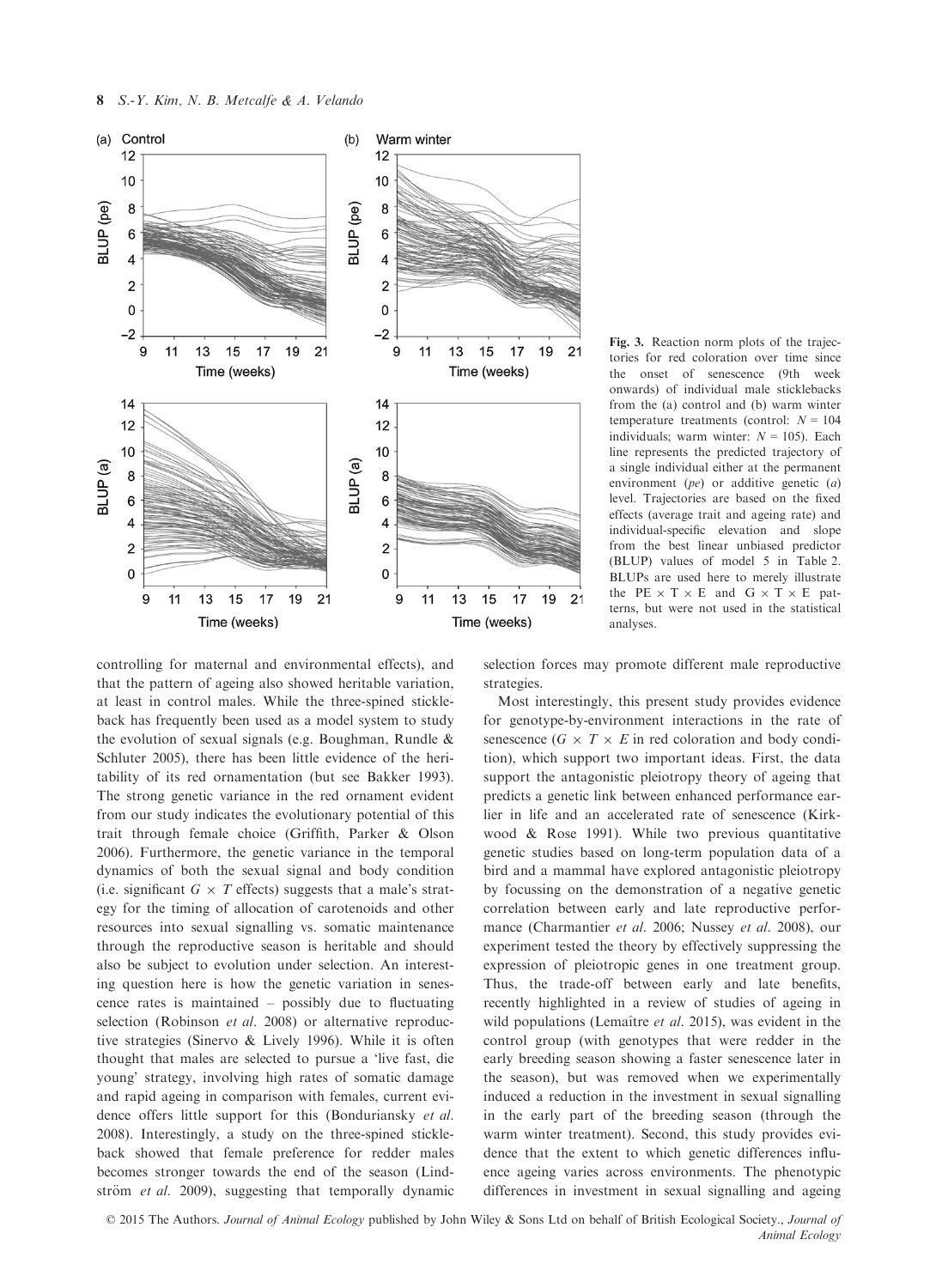Fig. 3. Reaction norm plots of the trajectories for red coloration over time since the onset of senescence (9th week onwards) of individual male sticklebacks from the (a) control and (b) warm winter temperature treatments (control: $N = 104$ individuals; warm winter: $N = 105$). Each line represents the predicted trajectory of a single individual either at the permanent environment (*pe*) or additive genetic (*a*) level. Trajectories are based on the fixed effects (average trait and ageing rate) and individual-specific elevation and slope from the best linear unbiased predictor (BLUP) values of model 5 in Table 2. BLUPs are used here to merely illustrate the PE × T × E and G × T × E patterns, but were not used in the statistical analyses.

controlling for maternal and environmental effects), and that the pattern of ageing also showed heritable variation, at least in control males. While the three-spined stickleback has frequently been used as a model system to study the evolution of sexual signals (e.g. Boughman, Rundle & Schluter 2005), there has been little evidence of the heritability of its red ornamentation (but see Bakker 1993). The strong genetic variance in the red ornament evident from our study indicates the evolutionary potential of this trait through female choice (Griffith, Parker & Olson 2006). Furthermore, the genetic variance in the temporal dynamics of both the sexual signal and body condition (i.e. significant *G* × *T* effects) suggests that a male's strategy for the timing of allocation of carotenoids and other resources into sexual signalling vs. somatic maintenance through the reproductive season is heritable and should also be subject to evolution under selection. An interesting question here is how the genetic variation in senescence rates is maintained – possibly due to fluctuating selection (Robinson *et al*. 2008) or alternative reproductive strategies (Sinervo & Lively 1996). While it is often thought that males are selected to pursue a 'live fast, die young' strategy, involving high rates of somatic damage and rapid ageing in comparison with females, current evidence offers little support for this (Bonduriansky *et al*. 2008). Interestingly, a study on the three-spined stickleback showed that female preference for redder males becomes stronger towards the end of the season (Lindström *et al*. 2009), suggesting that temporally dynamic selection forces may promote different male reproductive strategies.

Most interestingly, this present study provides evidence for genotype-by-environment interactions in the rate of senescence (*G* × *T* × *E* in red coloration and body condition), which support two important ideas. First, the data support the antagonistic pleiotropy theory of ageing that predicts a genetic link between enhanced performance earlier in life and an accelerated rate of senescence (Kirkwood & Rose 1991). While two previous quantitative genetic studies based on long-term population data of a bird and a mammal have explored antagonistic pleiotropy by focussing on the demonstration of a negative genetic correlation between early and late reproductive performance (Charmantier *et al*. 2006; Nussey *et al*. 2008), our experiment tested the theory by effectively suppressing the expression of pleiotropic genes in one treatment group. Thus, the trade-off between early and late benefits, recently highlighted in a review of studies of ageing in wild populations (Lemaître *et al*. 2015), was evident in the control group (with genotypes that were redder in the early breeding season showing a faster senescence later in the season), but was removed when we experimentally induced a reduction in the investment in sexual signalling in the early part of the breeding season (through the warm winter treatment). Second, this study provides evidence that the extent to which genetic differences influence ageing varies across environments. The phenotypic differences in investment in sexual signalling and ageing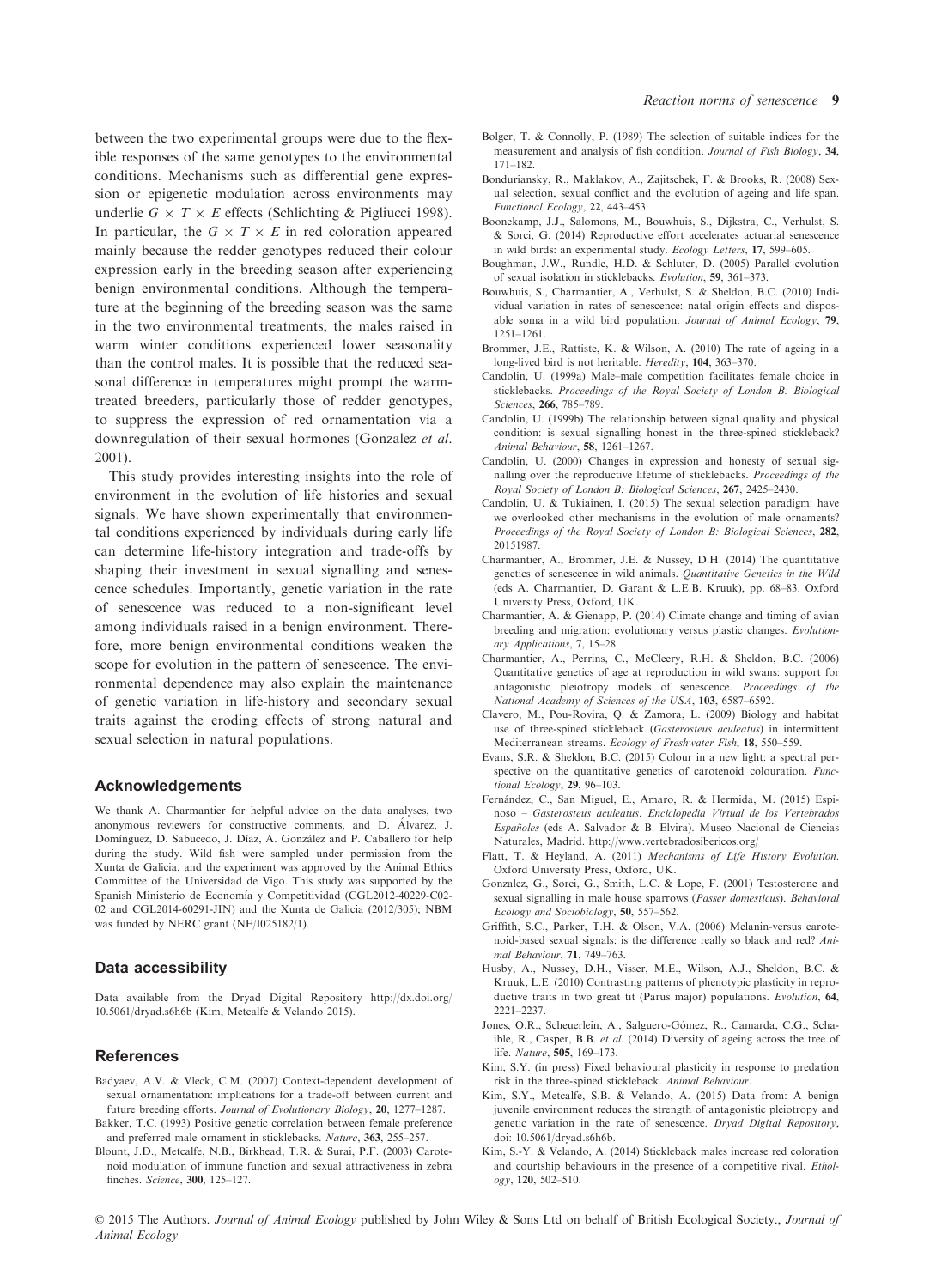between the two experimental groups were due to the flexible responses of the same genotypes to the environmental conditions. Mechanisms such as differential gene expression or epigenetic modulation across environments may underlie $G \times T \times E$ effects (Schlichting & Pigliucci 1998). In particular, the $G \times T \times E$ in red coloration appeared mainly because the redder genotypes reduced their colour expression early in the breeding season after experiencing benign environmental conditions. Although the temperature at the beginning of the breeding season was the same in the two environmental treatments, the males raised in warm winter conditions experienced lower seasonality than the control males. It is possible that the reduced seasonal difference in temperatures might prompt the warm-treated breeders, particularly those of redder genotypes, to suppress the expression of red ornamentation via a downregulation of their sexual hormones (Gonzalez *et al.* 2001).

This study provides interesting insights into the role of environment in the evolution of life histories and sexual signals. We have shown experimentally that environmental conditions experienced by individuals during early life can determine life-history integration and trade-offs by shaping their investment in sexual signalling and senescence schedules. Importantly, genetic variation in the rate of senescence was reduced to a non-significant level among individuals raised in a benign environment. Therefore, more benign environmental conditions weaken the scope for evolution in the pattern of senescence. The environmental dependence may also explain the maintenance of genetic variation in life-history and secondary sexual traits against the eroding effects of strong natural and sexual selection in natural populations.

## Acknowledgements

We thank A. Charmantier for helpful advice on the data analyses, two anonymous reviewers for constructive comments, and D. Álvarez, J. Domínguez, D. Sabucedo, J. Díaz, A. González and P. Caballero for help during the study. Wild fish were sampled under permission from the Xunta de Galicia, and the experiment was approved by the Animal Ethics Committee of the Universidad de Vigo. This study was supported by the Spanish Ministerio de Economía y Competitividad (CGL2012-40229-C02-02 and CGL2014-60291-JIN) and the Xunta de Galicia (2012/305); NBM was funded by NERC grant (NE/I025182/1).

## Data accessibility

Data available from the Dryad Digital Repository http://dx.doi.org/10.5061/dryad.s6h6b (Kim, Metcalfe & Velando 2015).

## References

Badyaev, A.V. & Vleck, C.M. (2007) Context-dependent development of sexual ornamentation: implications for a trade-off between current and future breeding efforts. *Journal of Evolutionary Biology*, **20**, 1277–1287.

Bakker, T.C. (1993) Positive genetic correlation between female preference and preferred male ornament in sticklebacks. *Nature*, **363**, 255–257.

Blount, J.D., Metcalfe, N.B., Birkhead, T.R. & Surai, P.F. (2003) Carotenoid modulation of immune function and sexual attractiveness in zebra finches. *Science*, **300**, 125–127.

Bolger, T. & Connolly, P. (1989) The selection of suitable indices for the measurement and analysis of fish condition. *Journal of Fish Biology*, **34**, 171–182.

Bonduriansky, R., Maklakov, A., Zajitschek, F. & Brooks, R. (2008) Sexual selection, sexual conflict and the evolution of ageing and life span. *Functional Ecology*, **22**, 443–453.

Boonekamp, J.J., Salomons, M., Bouwhuis, S., Dijkstra, C., Verhulst, S. & Sorci, G. (2014) Reproductive effort accelerates actuarial senescence in wild birds: an experimental study. *Ecology Letters*, **17**, 599–605.

Boughman, J.W., Rundle, H.D. & Schluter, D. (2005) Parallel evolution of sexual isolation in sticklebacks. *Evolution*, **59**, 361–373.

Bouwhuis, S., Charmantier, A., Verhulst, S. & Sheldon, B.C. (2010) Individual variation in rates of senescence: natal origin effects and disposable soma in a wild bird population. *Journal of Animal Ecology*, **79**, 1251–1261.

Brommer, J.E., Rattiste, K. & Wilson, A. (2010) The rate of ageing in a long-lived bird is not heritable. *Heredity*, **104**, 363–370.

Candolin, U. (1999a) Male–male competition facilitates female choice in sticklebacks. *Proceedings of the Royal Society of London B: Biological Sciences*, **266**, 785–789.

Candolin, U. (1999b) The relationship between signal quality and physical condition: is sexual signalling honest in the three-spined stickleback? *Animal Behaviour*, **58**, 1261–1267.

Candolin, U. (2000) Changes in expression and honesty of sexual signalling over the reproductive lifetime of sticklebacks. *Proceedings of the Royal Society of London B: Biological Sciences*, **267**, 2425–2430.

Candolin, U. & Tukiainen, I. (2015) The sexual selection paradigm: have we overlooked other mechanisms in the evolution of male ornaments? *Proceedings of the Royal Society of London B: Biological Sciences*, **282**, 20151987.

Charmantier, A., Brommer, J.E. & Nussey, D.H. (2014) The quantitative genetics of senescence in wild animals. *Quantitative Genetics in the Wild* (eds A. Charmantier, D. Garant & L.E.B. Kruuk), pp. 68–83. Oxford University Press, Oxford, UK.

Charmantier, A. & Gienapp, P. (2014) Climate change and timing of avian breeding and migration: evolutionary versus plastic changes. *Evolutionary Applications*, **7**, 15–28.

Charmantier, A., Perrins, C., McCleery, R.H. & Sheldon, B.C. (2006) Quantitative genetics of age at reproduction in wild swans: support for antagonistic pleiotropy models of senescence. *Proceedings of the National Academy of Sciences of the USA*, **103**, 6587–6592.

Clavero, M., Pou-Rovira, Q. & Zamora, L. (2009) Biology and habitat use of three-spined stickleback (*Gasterosteus aculeatus*) in intermittent Mediterranean streams. *Ecology of Freshwater Fish*, **18**, 550–559.

Evans, S.R. & Sheldon, B.C. (2015) Colour in a new light: a spectral perspective on the quantitative genetics of carotenoid colouration. *Functional Ecology*, **29**, 96–103.

Fernández, C., San Miguel, E., Amaro, R. & Hermida, M. (2015) Espinoso – *Gasterosteus aculeatus*. *Enciclopedia Virtual de los Vertebrados Españoles* (eds A. Salvador & B. Elvira). Museo Nacional de Ciencias Naturales, Madrid. http://www.vertebradosibericos.org/

Flatt, T. & Heyland, A. (2011) *Mechanisms of Life History Evolution*. Oxford University Press, Oxford, UK.

Gonzalez, G., Sorci, G., Smith, L.C. & Lope, F. (2001) Testosterone and sexual signalling in male house sparrows (*Passer domesticus*). *Behavioral Ecology and Sociobiology*, **50**, 557–562.

Griffith, S.C., Parker, T.H. & Olson, V.A. (2006) Melanin-versus carotenoid-based sexual signals: is the difference really so black and red? *Animal Behaviour*, **71**, 749–763.

Husby, A., Nussey, D.H., Visser, M.E., Wilson, A.J., Sheldon, B.C. & Kruuk, L.E. (2010) Contrasting patterns of phenotypic plasticity in reproductive traits in two great tit (Parus major) populations. *Evolution*, **64**, 2221–2237.

Jones, O.R., Scheuerlein, A., Salguero-Gómez, R., Camarda, C.G., Schaible, R., Casper, B.B. *et al.* (2014) Diversity of ageing across the tree of life. *Nature*, **505**, 169–173.

Kim, S.Y. (in press) Fixed behavioural plasticity in response to predation risk in the three-spined stickleback. *Animal Behaviour*.

Kim, S.Y., Metcalfe, S.B. & Velando, A. (2015) Data from: A benign juvenile environment reduces the strength of antagonistic pleiotropy and genetic variation in the rate of senescence. *Dryad Digital Repository*, doi: 10.5061/dryad.s6h6b.

Kim, S.-Y. & Velando, A. (2014) Stickleback males increase red coloration and courtship behaviours in the presence of a competitive rival. *Ethology*, **120**, 502–510.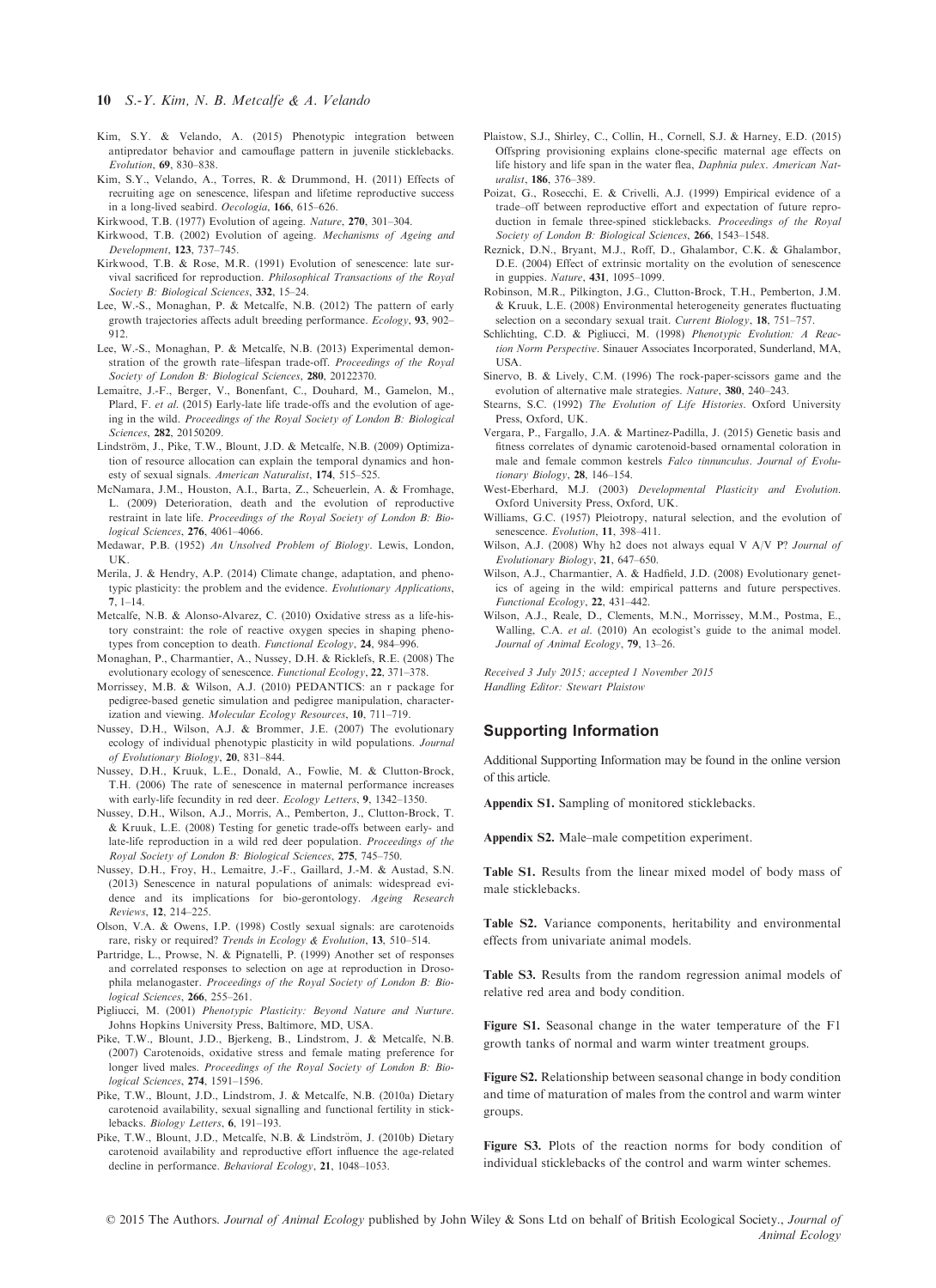Kim, S.Y. & Velando, A. (2015) Phenotypic integration between antipredator behavior and camouflage pattern in juvenile sticklebacks. *Evolution*, **69**, 830–838.

Kim, S.Y., Velando, A., Torres, R. & Drummond, H. (2011) Effects of recruiting age on senescence, lifespan and lifetime reproductive success in a long-lived seabird. *Oecologia*, **166**, 615–626.

Kirkwood, T.B. (1977) Evolution of ageing. *Nature*, **270**, 301–304.

Kirkwood, T.B. (2002) Evolution of ageing. *Mechanisms of Ageing and Development*, **123**, 737–745.

Kirkwood, T.B. & Rose, M.R. (1991) Evolution of senescence: late survival sacrificed for reproduction. *Philosophical Transactions of the Royal Society B: Biological Sciences*, **332**, 15–24.

Lee, W.-S., Monaghan, P. & Metcalfe, N.B. (2012) The pattern of early growth trajectories affects adult breeding performance. *Ecology*, **93**, 902–912.

Lee, W.-S., Monaghan, P. & Metcalfe, N.B. (2013) Experimental demonstration of the growth rate–lifespan trade-off. *Proceedings of the Royal Society of London B: Biological Sciences*, **280**, 20122370.

Lemaître, J.-F., Berger, V., Bonenfant, C., Douhard, M., Gamelon, M., Plard, F. *et al.* (2015) Early-late life trade-offs and the evolution of ageing in the wild. *Proceedings of the Royal Society of London B: Biological Sciences*, **282**, 20150209.

Lindström, J., Pike, T.W., Blount, J.D. & Metcalfe, N.B. (2009) Optimization of resource allocation can explain the temporal dynamics and honesty of sexual signals. *American Naturalist*, **174**, 515–525.

McNamara, J.M., Houston, A.I., Barta, Z., Scheuerlein, A. & Fromhage, L. (2009) Deterioration, death and the evolution of reproductive restraint in late life. *Proceedings of the Royal Society of London B: Biological Sciences*, **276**, 4061–4066.

Medawar, P.B. (1952) *An Unsolved Problem of Biology*. Lewis, London, UK.

Merila, J. & Hendry, A.P. (2014) Climate change, adaptation, and phenotypic plasticity: the problem and the evidence. *Evolutionary Applications*, **7**, 1–14.

Metcalfe, N.B. & Alonso-Alvarez, C. (2010) Oxidative stress as a life-history constraint: the role of reactive oxygen species in shaping phenotypes from conception to death. *Functional Ecology*, **24**, 984–996.

Monaghan, P., Charmantier, A., Nussey, D.H. & Ricklefs, R.E. (2008) The evolutionary ecology of senescence. *Functional Ecology*, **22**, 371–378.

Morrissey, M.B. & Wilson, A.J. (2010) PEDANTICS: an r package for pedigree-based genetic simulation and pedigree manipulation, characterization and viewing. *Molecular Ecology Resources*, **10**, 711–719.

Nussey, D.H., Wilson, A.J. & Brommer, J.E. (2007) The evolutionary ecology of individual phenotypic plasticity in wild populations. *Journal of Evolutionary Biology*, **20**, 831–844.

Nussey, D.H., Kruuk, L.E., Donald, A., Fowlie, M. & Clutton-Brock, T.H. (2006) The rate of senescence in maternal performance increases with early-life fecundity in red deer. *Ecology Letters*, **9**, 1342–1350.

Nussey, D.H., Wilson, A.J., Morris, A., Pemberton, J., Clutton-Brock, T. & Kruuk, L.E. (2008) Testing for genetic trade-offs between early- and late-life reproduction in a wild red deer population. *Proceedings of the Royal Society of London B: Biological Sciences*, **275**, 745–750.

Nussey, D.H., Froy, H., Lemaitre, J.-F., Gaillard, J.-M. & Austad, S.N. (2013) Senescence in natural populations of animals: widespread evidence and its implications for bio-gerontology. *Ageing Research Reviews*, **12**, 214–225.

Olson, V.A. & Owens, I.P. (1998) Costly sexual signals: are carotenoids rare, risky or required? *Trends in Ecology & Evolution*, **13**, 510–514.

Partridge, L., Prowse, N. & Pignatelli, P. (1999) Another set of responses and correlated responses to selection on age at reproduction in Drosophila melanogaster. *Proceedings of the Royal Society of London B: Biological Sciences*, **266**, 255–261.

Pigliucci, M. (2001) *Phenotypic Plasticity: Beyond Nature and Nurture*. Johns Hopkins University Press, Baltimore, MD, USA.

Pike, T.W., Blount, J.D., Bjerkeng, B., Lindstrom, J. & Metcalfe, N.B. (2007) Carotenoids, oxidative stress and female mating preference for longer lived males. *Proceedings of the Royal Society of London B: Biological Sciences*, **274**, 1591–1596.

Pike, T.W., Blount, J.D., Lindstrom, J. & Metcalfe, N.B. (2010a) Dietary carotenoid availability, sexual signalling and functional fertility in sticklebacks. *Biology Letters*, **6**, 191–193.

Pike, T.W., Blount, J.D., Metcalfe, N.B. & Lindström, J. (2010b) Dietary carotenoid availability and reproductive effort influence the age-related decline in performance. *Behavioral Ecology*, **21**, 1048–1053.

Plaistow, S.J., Shirley, C., Collin, H., Cornell, S.J. & Harney, E.D. (2015) Offspring provisioning explains clone-specific maternal age effects on life history and life span in the water flea, *Daphnia pulex*. *American Naturalist*, **186**, 376–389.

Poizat, G., Rosecchi, E. & Crivelli, A.J. (1999) Empirical evidence of a trade–off between reproductive effort and expectation of future reproduction in female three-spined sticklebacks. *Proceedings of the Royal Society of London B: Biological Sciences*, **266**, 1543–1548.

Reznick, D.N., Bryant, M.J., Roff, D., Ghalambor, C.K. & Ghalambor, D.E. (2004) Effect of extrinsic mortality on the evolution of senescence in guppies. *Nature*, **431**, 1095–1099.

Robinson, M.R., Pilkington, J.G., Clutton-Brock, T.H., Pemberton, J.M. & Kruuk, L.E. (2008) Environmental heterogeneity generates fluctuating selection on a secondary sexual trait. *Current Biology*, **18**, 751–757.

Schlichting, C.D. & Pigliucci, M. (1998) *Phenotypic Evolution: A Reaction Norm Perspective*. Sinauer Associates Incorporated, Sunderland, MA, USA.

Sinervo, B. & Lively, C.M. (1996) The rock-paper-scissors game and the evolution of alternative male strategies. *Nature*, **380**, 240–243.

Stearns, S.C. (1992) *The Evolution of Life Histories*. Oxford University Press, Oxford, UK.

Vergara, P., Fargallo, J.A. & Martinez-Padilla, J. (2015) Genetic basis and fitness correlates of dynamic carotenoid-based ornamental coloration in male and female common kestrels *Falco tinnunculus*. *Journal of Evolutionary Biology*, **28**, 146–154.

West-Eberhard, M.J. (2003) *Developmental Plasticity and Evolution*. Oxford University Press, Oxford, UK.

Williams, G.C. (1957) Pleiotropy, natural selection, and the evolution of senescence. *Evolution*, **11**, 398–411.

Wilson, A.J. (2008) Why h2 does not always equal V A/V P? *Journal of Evolutionary Biology*, **21**, 647–650.

Wilson, A.J., Charmantier, A. & Hadfield, J.D. (2008) Evolutionary genetics of ageing in the wild: empirical patterns and future perspectives. *Functional Ecology*, **22**, 431–442.

Wilson, A.J., Reale, D., Clements, M.N., Morrissey, M.M., Postma, E., Walling, C.A. *et al.* (2010) An ecologist's guide to the animal model. *Journal of Animal Ecology*, **79**, 13–26.

*Received 3 July 2015; accepted 1 November 2015*
*Handling Editor: Stewart Plaistow*

## Supporting Information

Additional Supporting Information may be found in the online version of this article.

**Appendix S1.** Sampling of monitored sticklebacks.

**Appendix S2.** Male–male competition experiment.

**Table S1.** Results from the linear mixed model of body mass of male sticklebacks.

**Table S2.** Variance components, heritability and environmental effects from univariate animal models.

**Table S3.** Results from the random regression animal models of relative red area and body condition.

**Figure S1.** Seasonal change in the water temperature of the F1 growth tanks of normal and warm winter treatment groups.

**Figure S2.** Relationship between seasonal change in body condition and time of maturation of males from the control and warm winter groups.

**Figure S3.** Plots of the reaction norms for body condition of individual sticklebacks of the control and warm winter schemes.